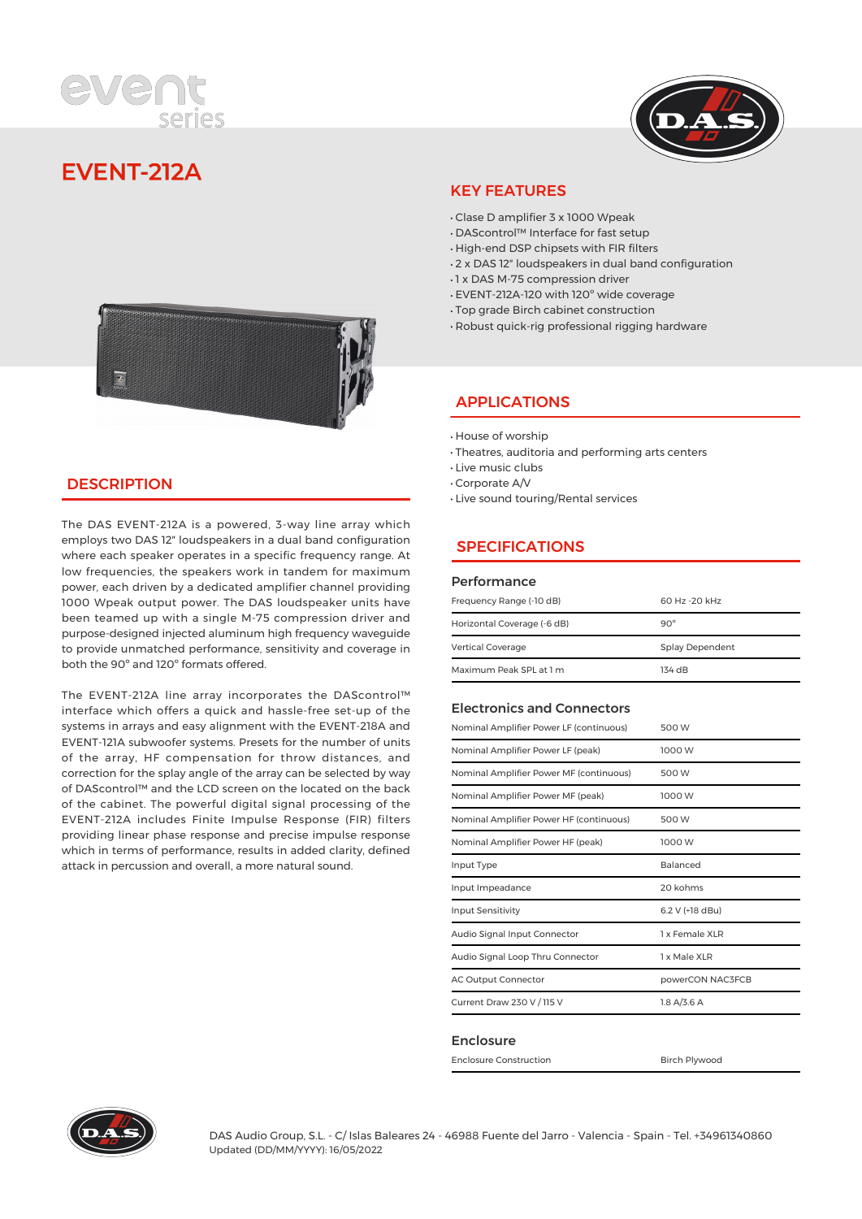# EVENT-212A

## KEY FEATURES

- Clase D amplifier 3 x 1000 Wpeak
- DAScontrol™ Interface for fast setup
- High-end DSP chipsets with FIR filters
- 2 x DAS 12" loudspeakers in dual band configuration
- 1 x DAS M-75 compression driver
- EVENT-212A-120 with 120° wide coverage
- Top grade Birch cabinet construction
- Robust quick-rig professional rigging hardware

## DESCRIPTION

The DAS EVENT-212A is a powered, 3-way line array which employs two DAS 12" loudspeakers in a dual band configuration where each speaker operates in a specific frequency range. At low frequencies, the speakers work in tandem for maximum power, each driven by a dedicated amplifier channel providing 1000 Wpeak output power. The DAS loudspeaker units have been teamed up with a single M-75 compression driver and purpose-designed injected aluminum high frequency waveguide to provide unmatched performance, sensitivity and coverage in both the 90° and 120° formats offered.

The EVENT-212A line array incorporates the DAScontrol™ interface which offers a quick and hassle-free set-up of the systems in arrays and easy alignment with the EVENT-218A and EVENT-121A subwoofer systems. Presets for the number of units of the array, HF compensation for throw distances, and correction for the splay angle of the array can be selected by way of DAScontrol™ and the LCD screen on the located on the back of the cabinet. The powerful digital signal processing of the EVENT-212A includes Finite Impulse Response (FIR) filters providing linear phase response and precise impulse response which in terms of performance, results in added clarity, defined attack in percussion and overall, a more natural sound.

## APPLICATIONS

- House of worship
- Theatres, auditoria and performing arts centers
- Live music clubs
- Corporate A/V
- Live sound touring/Rental services

## SPECIFICATIONS

### Performance

| | |
|---|---|
| Frequency Range (-10 dB) | 60 Hz -20 kHz |
| Horizontal Coverage (-6 dB) | 90° |
| Vertical Coverage | Splay Dependent |
| Maximum Peak SPL at 1 m | 134 dB |

### Electronics and Connectors

| | |
|---|---|
| Nominal Amplifier Power LF (continuous) | 500 W |
| Nominal Amplifier Power LF (peak) | 1000 W |
| Nominal Amplifier Power MF (continuous) | 500 W |
| Nominal Amplifier Power MF (peak) | 1000 W |
| Nominal Amplifier Power HF (continuous) | 500 W |
| Nominal Amplifier Power HF (peak) | 1000 W |
| Input Type | Balanced |
| Input Impeadance | 20 kohms |
| Input Sensitivity | 6.2 V (+18 dBu) |
| Audio Signal Input Connector | 1 x Female XLR |
| Audio Signal Loop Thru Connector | 1 x Male XLR |
| AC Output Connector | powerCON NAC3FCB |
| Current Draw 230 V / 115 V | 1.8 A/3.6 A |

### Enclosure

| | |
|---|---|
| Enclosure Construction | Birch Plywood |

DAS Audio Group, S.L. - C/ Islas Baleares 24 - 46988 Fuente del Jarro - Valencia - Spain - Tel. +34961340860
Updated (DD/MM/YYYY): 16/05/2022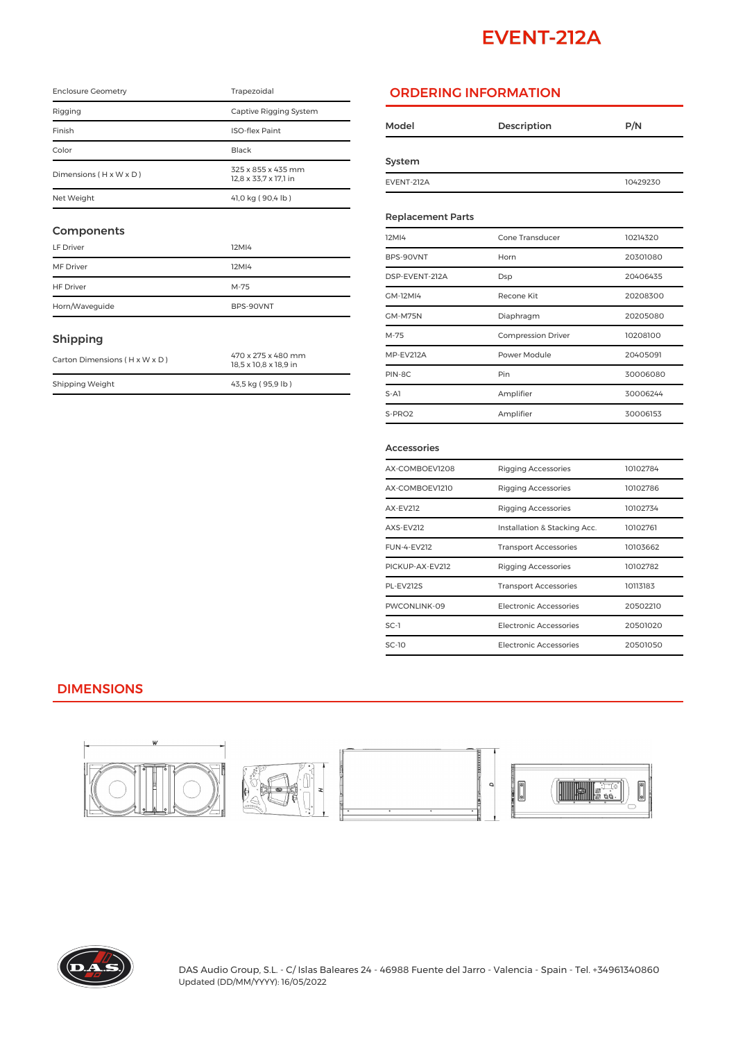# EVENT-212A

| | |
|---|---|
| Enclosure Geometry | Trapezoidal |
| Rigging | Captive Rigging System |
| Finish | ISO-flex Paint |
| Color | Black |
| Dimensions ( H x W x D ) | 325 x 855 x 435 mm<br>12,8 x 33,7 x 17,1 in |
| Net Weight | 41,0 kg ( 90,4 lb ) |

### Components

| | |
|---|---|
| LF Driver | 12MI4 |
| MF Driver | 12MI4 |
| HF Driver | M-75 |
| Horn/Waveguide | BPS-90VNT |

### Shipping

| | |
|---|---|
| Carton Dimensions ( H x W x D ) | 470 x 275 x 480 mm<br>18,5 x 10,8 x 18,9 in |
| Shipping Weight | 43,5 kg ( 95,9 lb ) |

## ORDERING INFORMATION

| Model | Description | P/N |
|---|---|---|
| **System** | | |
| EVENT-212A | | 10429230 |
| **Replacement Parts** | | |
| 12MI4 | Cone Transducer | 10214320 |
| BPS-90VNT | Horn | 20301080 |
| DSP-EVENT-212A | Dsp | 20406435 |
| GM-12MI4 | Recone Kit | 20208300 |
| GM-M75N | Diaphragm | 20205080 |
| M-75 | Compression Driver | 10208100 |
| MP-EV212A | Power Module | 20405091 |
| PIN-8C | Pin | 30006080 |
| S-A1 | Amplifier | 30006244 |
| S-PRO2 | Amplifier | 30006153 |
| **Accessories** | | |
| AX-COMBOEV1208 | Rigging Accessories | 10102784 |
| AX-COMBOEV1210 | Rigging Accessories | 10102786 |
| AX-EV212 | Rigging Accessories | 10102734 |
| AXS-EV212 | Installation & Stacking Acc. | 10102761 |
| FUN-4-EV212 | Transport Accessories | 10103662 |
| PICKUP-AX-EV212 | Rigging Accessories | 10102782 |
| PL-EV212S | Transport Accessories | 10113183 |
| PWCONLINK-09 | Electronic Accessories | 20502210 |
| SC-1 | Electronic Accessories | 20501020 |
| SC-10 | Electronic Accessories | 20501050 |

## DIMENSIONS

W

H

D

DAS Audio Group, S.L. - C/ Islas Baleares 24 - 46988 Fuente del Jarro - Valencia - Spain - Tel. +34961340860
Updated (DD/MM/YYYY): 16/05/2022